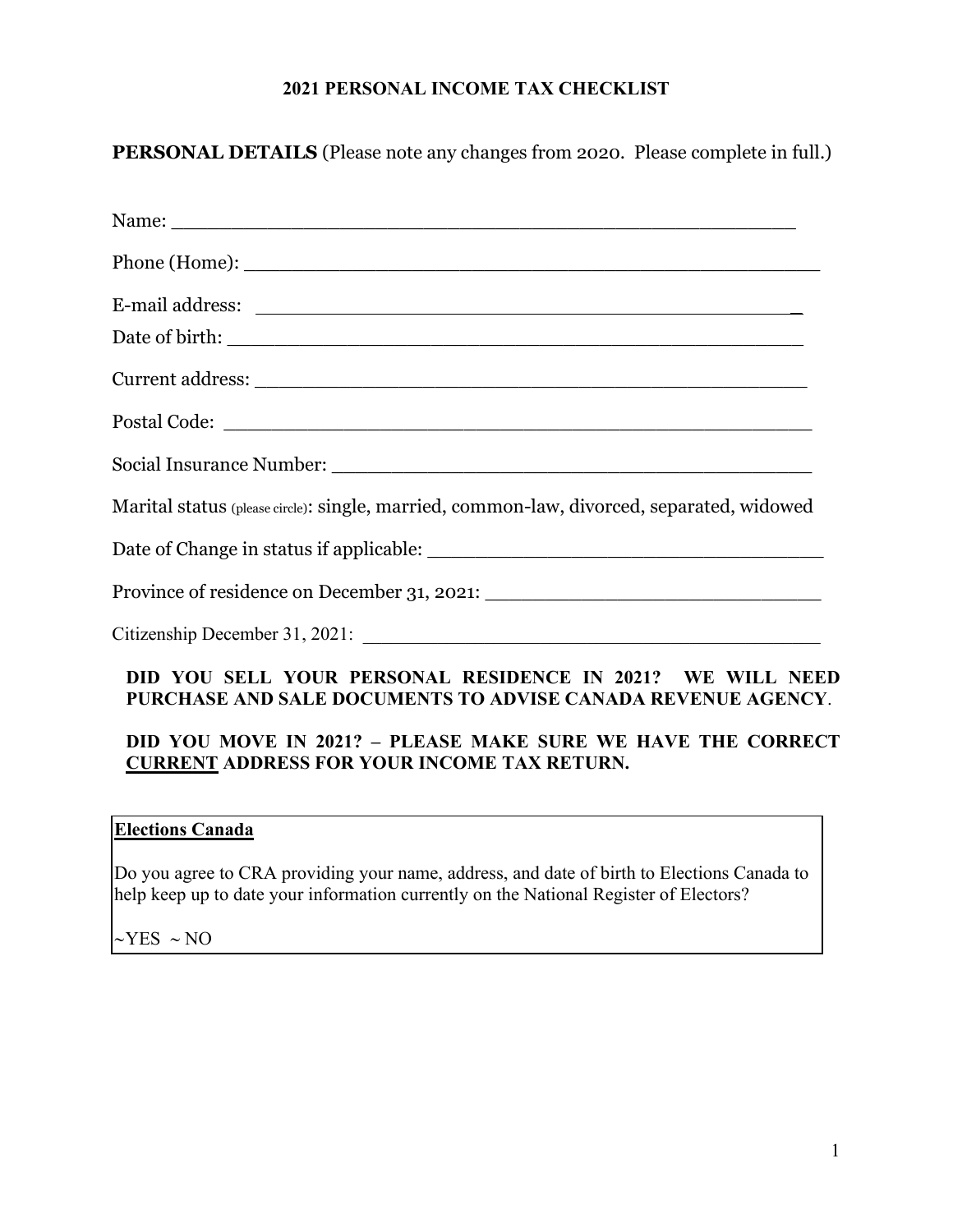# 2021 PERSONAL INCOME TAX CHECKLIST

**PERSONAL DETAILS** (Please note any changes from 2020. Please complete in full.)

Name: _______________________________________________

Phone (Home): _______________________________________________

E-mail address: _______________________________________________

Date of birth: _______________________________________________

Current address: _______________________________________________

Postal Code: _______________________________________________

Social Insurance Number: _______________________________________

Marital status (please circle): single, married, common-law, divorced, separated, widowed

Date of Change in status if applicable: _______________________________

Province of residence on December 31, 2021: ___________________________

Citizenship December 31, 2021: _______________________________________

**DID YOU SELL YOUR PERSONAL RESIDENCE IN 2021? WE WILL NEED PURCHASE AND SALE DOCUMENTS TO ADVISE CANADA REVENUE AGENCY**.

**DID YOU MOVE IN 2021? – PLEASE MAKE SURE WE HAVE THE CORRECT <u>CURRENT</u> ADDRESS FOR YOUR INCOME TAX RETURN.**

**<u>Elections Canada</u>**

Do you agree to CRA providing your name, address, and date of birth to Elections Canada to help keep up to date your information currently on the National Register of Electors?

~YES ~ NO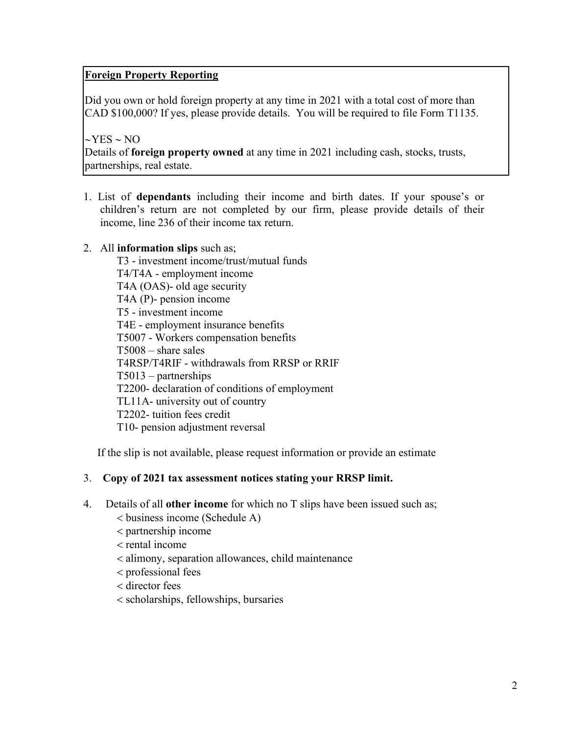**Foreign Property Reporting**

Did you own or hold foreign property at any time in 2021 with a total cost of more than CAD $100,000? If yes, please provide details. You will be required to file Form T1135.

~YES ~ NO

Details of **foreign property owned** at any time in 2021 including cash, stocks, trusts, partnerships, real estate.

1. List of **dependants** including their income and birth dates. If your spouse's or children's return are not completed by our firm, please provide details of their income, line 236 of their income tax return.

2. All **information slips** such as;
   - T3 - investment income/trust/mutual funds
   - T4/T4A - employment income
   - T4A (OAS)- old age security
   - T4A (P)- pension income
   - T5 - investment income
   - T4E - employment insurance benefits
   - T5007 - Workers compensation benefits
   - T5008 – share sales
   - T4RSP/T4RIF - withdrawals from RRSP or RRIF
   - T5013 – partnerships
   - T2200- declaration of conditions of employment
   - TL11A- university out of country
   - T2202- tuition fees credit
   - T10- pension adjustment reversal

   If the slip is not available, please request information or provide an estimate

3. **Copy of 2021 tax assessment notices stating your RRSP limit.**

4. Details of all **other income** for which no T slips have been issued such as;
   - < business income (Schedule A)
   - < partnership income
   - < rental income
   - < alimony, separation allowances, child maintenance
   - < professional fees
   - < director fees
   - < scholarships, fellowships, bursaries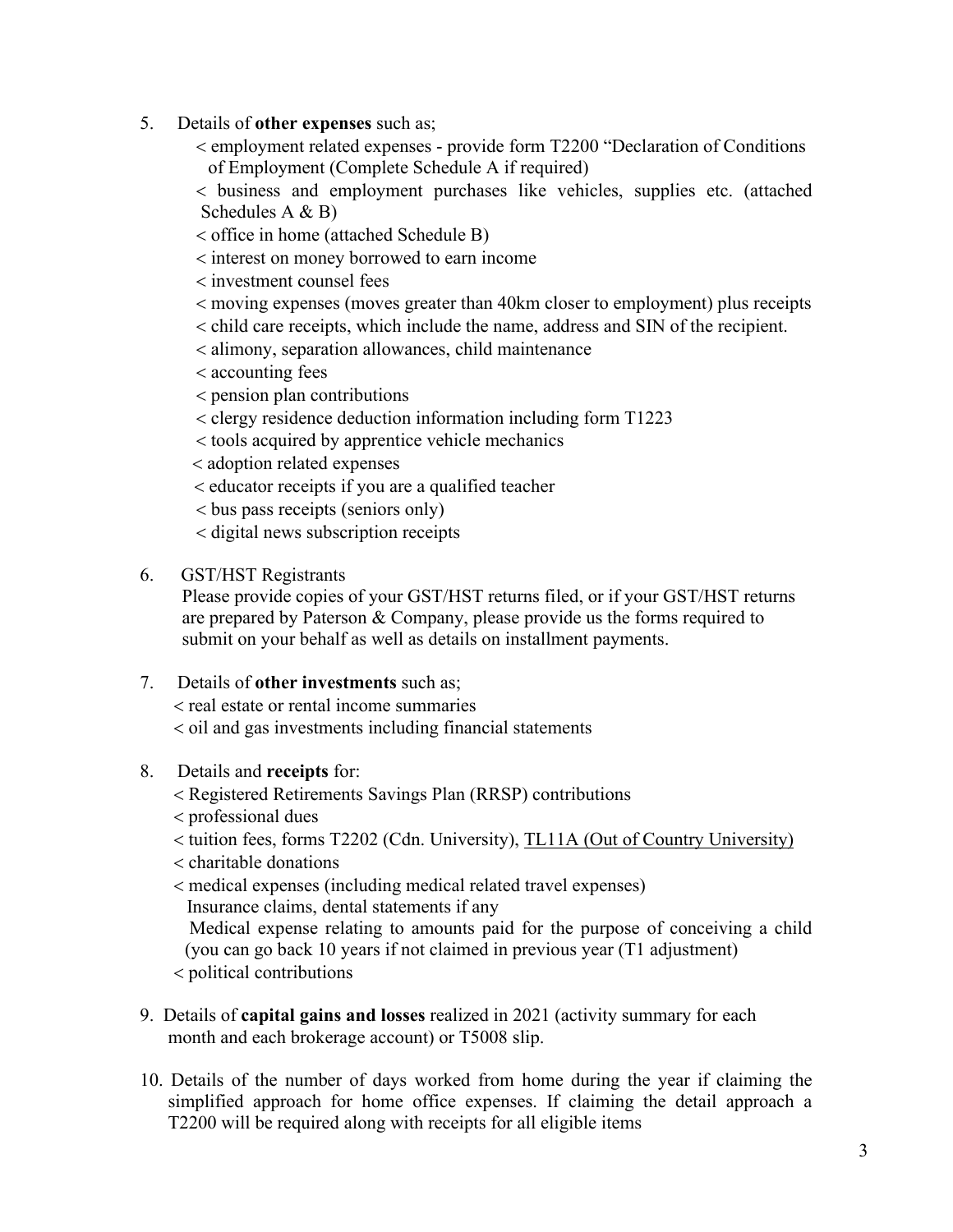5. Details of **other expenses** such as;

   < employment related expenses - provide form T2200 "Declaration of Conditions of Employment (Complete Schedule A if required)

   < business and employment purchases like vehicles, supplies etc. (attached Schedules A & B)

   < office in home (attached Schedule B)

   < interest on money borrowed to earn income

   < investment counsel fees

   < moving expenses (moves greater than 40km closer to employment) plus receipts

   < child care receipts, which include the name, address and SIN of the recipient.

   < alimony, separation allowances, child maintenance

   < accounting fees

   < pension plan contributions

   < clergy residence deduction information including form T1223

   < tools acquired by apprentice vehicle mechanics

   < adoption related expenses

   < educator receipts if you are a qualified teacher

   < bus pass receipts (seniors only)

   < digital news subscription receipts

6. GST/HST Registrants

   Please provide copies of your GST/HST returns filed, or if your GST/HST returns are prepared by Paterson & Company, please provide us the forms required to submit on your behalf as well as details on installment payments.

7. Details of **other investments** such as;

   < real estate or rental income summaries

   < oil and gas investments including financial statements

8. Details and **receipts** for:

   < Registered Retirements Savings Plan (RRSP) contributions

   < professional dues

   < tuition fees, forms T2202 (Cdn. University), <u>TL11A (Out of Country University)</u>

   < charitable donations

   < medical expenses (including medical related travel expenses)
   Insurance claims, dental statements if any
   Medical expense relating to amounts paid for the purpose of conceiving a child (you can go back 10 years if not claimed in previous year (T1 adjustment)

   < political contributions

9. Details of **capital gains and losses** realized in 2021 (activity summary for each month and each brokerage account) or T5008 slip.

10. Details of the number of days worked from home during the year if claiming the simplified approach for home office expenses. If claiming the detail approach a T2200 will be required along with receipts for all eligible items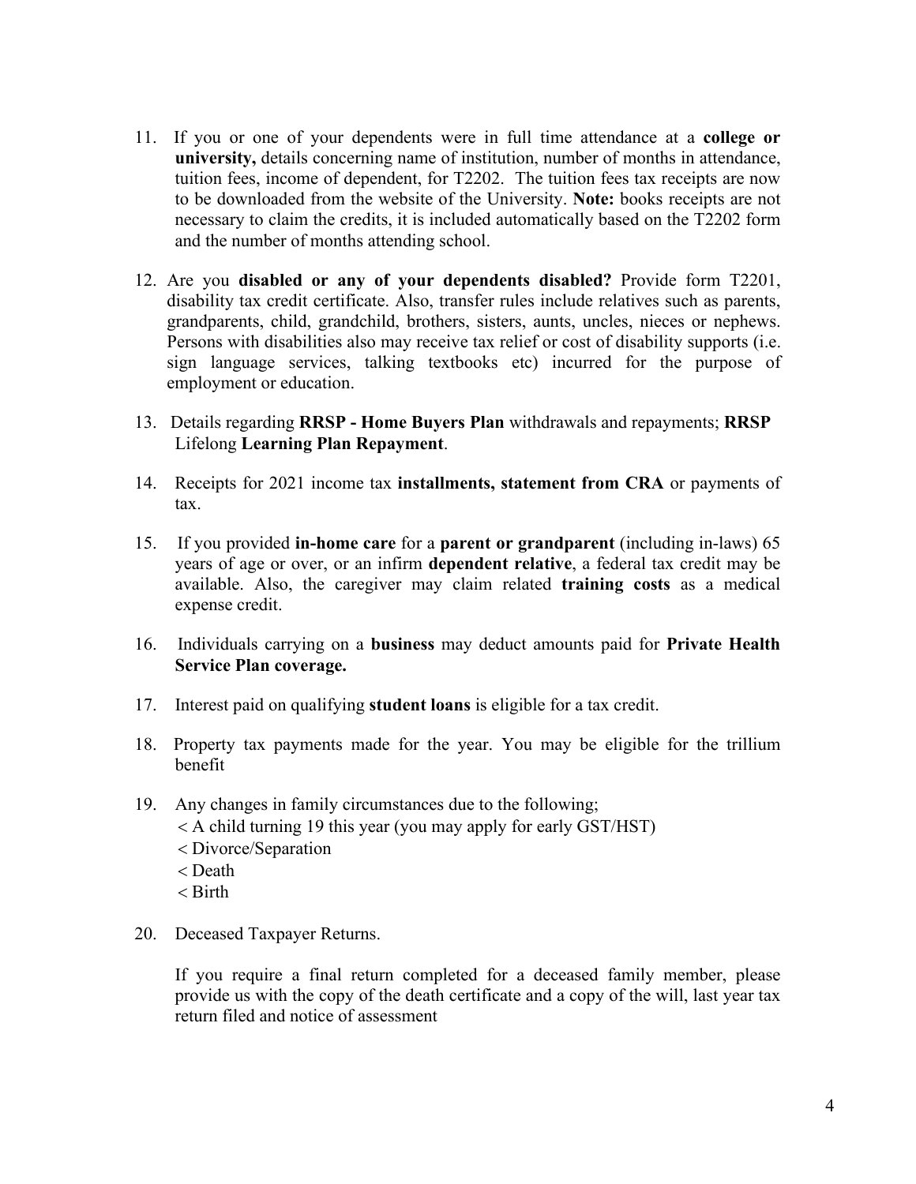11. If you or one of your dependents were in full time attendance at a **college or university,** details concerning name of institution, number of months in attendance, tuition fees, income of dependent, for T2202. The tuition fees tax receipts are now to be downloaded from the website of the University. **Note:** books receipts are not necessary to claim the credits, it is included automatically based on the T2202 form and the number of months attending school.

12. Are you **disabled or any of your dependents disabled?** Provide form T2201, disability tax credit certificate. Also, transfer rules include relatives such as parents, grandparents, child, grandchild, brothers, sisters, aunts, uncles, nieces or nephews. Persons with disabilities also may receive tax relief or cost of disability supports (i.e. sign language services, talking textbooks etc) incurred for the purpose of employment or education.

13. Details regarding **RRSP - Home Buyers Plan** withdrawals and repayments; **RRSP** Lifelong **Learning Plan Repayment**.

14. Receipts for 2021 income tax **installments, statement from CRA** or payments of tax.

15. If you provided **in-home care** for a **parent or grandparent** (including in-laws) 65 years of age or over, or an infirm **dependent relative**, a federal tax credit may be available. Also, the caregiver may claim related **training costs** as a medical expense credit.

16. Individuals carrying on a **business** may deduct amounts paid for **Private Health Service Plan coverage.**

17. Interest paid on qualifying **student loans** is eligible for a tax credit.

18. Property tax payments made for the year. You may be eligible for the trillium benefit

19. Any changes in family circumstances due to the following;
    - < A child turning 19 this year (you may apply for early GST/HST)
    - < Divorce/Separation
    - < Death
    - < Birth

20. Deceased Taxpayer Returns.

    If you require a final return completed for a deceased family member, please provide us with the copy of the death certificate and a copy of the will, last year tax return filed and notice of assessment